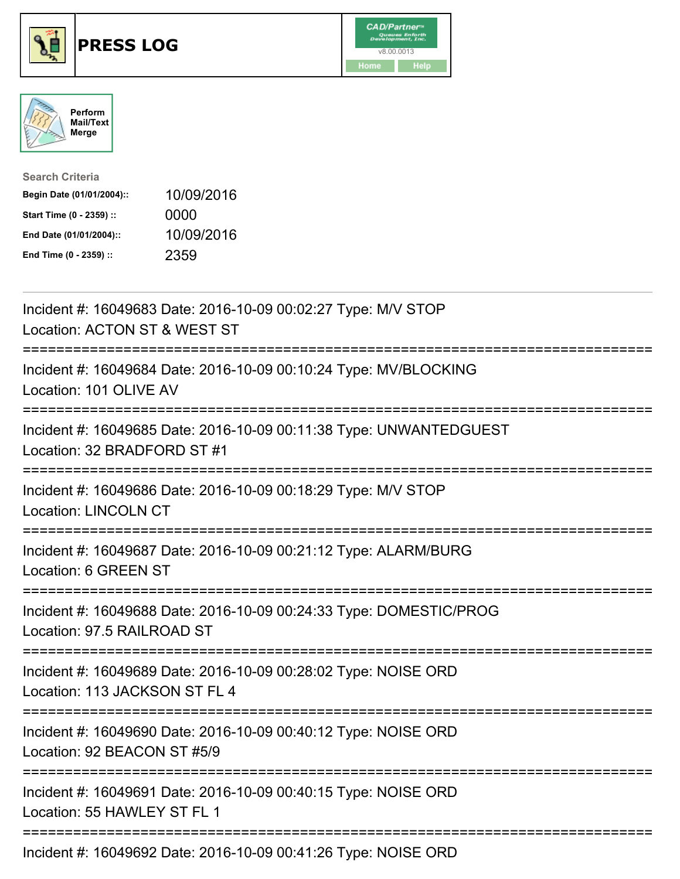# PRESS LOG

CAD/Partner™ v8.00.0013

Home | Help

Perform Mail/Text Merge

**Search Criteria**

| | |
|---|---|
| **Begin Date (01/01/2004)::** | 10/09/2016 |
| **Start Time (0 - 2359) ::** | 0000 |
| **End Date (01/01/2004)::** | 10/09/2016 |
| **End Time (0 - 2359) ::** | 2359 |

---

Incident #: 16049683 Date: 2016-10-09 00:02:27 Type: M/V STOP
Location: ACTON ST & WEST ST

===========================================================================

Incident #: 16049684 Date: 2016-10-09 00:10:24 Type: MV/BLOCKING
Location: 101 OLIVE AV

===========================================================================

Incident #: 16049685 Date: 2016-10-09 00:11:38 Type: UNWANTEDGUEST
Location: 32 BRADFORD ST #1

===========================================================================

Incident #: 16049686 Date: 2016-10-09 00:18:29 Type: M/V STOP
Location: LINCOLN CT

===========================================================================

Incident #: 16049687 Date: 2016-10-09 00:21:12 Type: ALARM/BURG
Location: 6 GREEN ST

===========================================================================

Incident #: 16049688 Date: 2016-10-09 00:24:33 Type: DOMESTIC/PROG
Location: 97.5 RAILROAD ST

===========================================================================

Incident #: 16049689 Date: 2016-10-09 00:28:02 Type: NOISE ORD
Location: 113 JACKSON ST FL 4

===========================================================================

Incident #: 16049690 Date: 2016-10-09 00:40:12 Type: NOISE ORD
Location: 92 BEACON ST #5/9

===========================================================================

Incident #: 16049691 Date: 2016-10-09 00:40:15 Type: NOISE ORD
Location: 55 HAWLEY ST FL 1

===========================================================================

Incident #: 16049692 Date: 2016-10-09 00:41:26 Type: NOISE ORD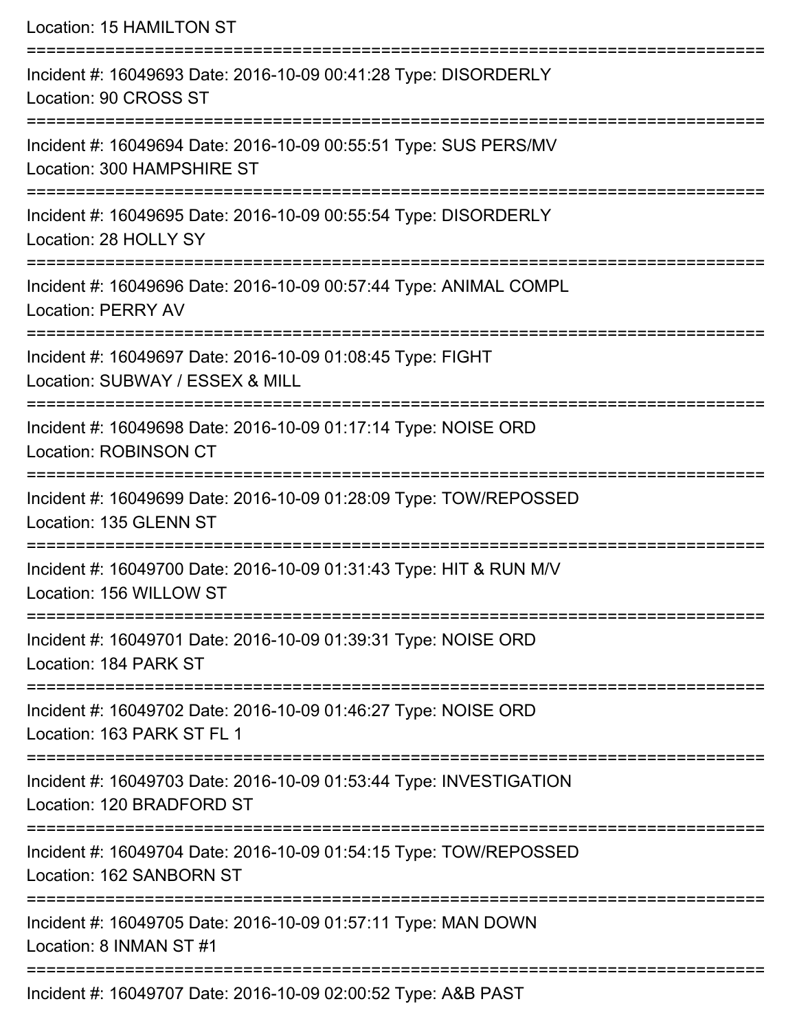Location: 15 HAMILTON ST

===========================================================================

Incident #: 16049693 Date: 2016-10-09 00:41:28 Type: DISORDERLY
Location: 90 CROSS ST

===========================================================================

Incident #: 16049694 Date: 2016-10-09 00:55:51 Type: SUS PERS/MV
Location: 300 HAMPSHIRE ST

===========================================================================

Incident #: 16049695 Date: 2016-10-09 00:55:54 Type: DISORDERLY
Location: 28 HOLLY SY

===========================================================================

Incident #: 16049696 Date: 2016-10-09 00:57:44 Type: ANIMAL COMPL
Location: PERRY AV

===========================================================================

Incident #: 16049697 Date: 2016-10-09 01:08:45 Type: FIGHT
Location: SUBWAY / ESSEX & MILL

===========================================================================

Incident #: 16049698 Date: 2016-10-09 01:17:14 Type: NOISE ORD
Location: ROBINSON CT

===========================================================================

Incident #: 16049699 Date: 2016-10-09 01:28:09 Type: TOW/REPOSSED
Location: 135 GLENN ST

===========================================================================

Incident #: 16049700 Date: 2016-10-09 01:31:43 Type: HIT & RUN M/V
Location: 156 WILLOW ST

===========================================================================

Incident #: 16049701 Date: 2016-10-09 01:39:31 Type: NOISE ORD
Location: 184 PARK ST

===========================================================================

Incident #: 16049702 Date: 2016-10-09 01:46:27 Type: NOISE ORD
Location: 163 PARK ST FL 1

===========================================================================

Incident #: 16049703 Date: 2016-10-09 01:53:44 Type: INVESTIGATION
Location: 120 BRADFORD ST

===========================================================================

Incident #: 16049704 Date: 2016-10-09 01:54:15 Type: TOW/REPOSSED
Location: 162 SANBORN ST

===========================================================================

Incident #: 16049705 Date: 2016-10-09 01:57:11 Type: MAN DOWN
Location: 8 INMAN ST #1

===========================================================================

Incident #: 16049707 Date: 2016-10-09 02:00:52 Type: A&B PAST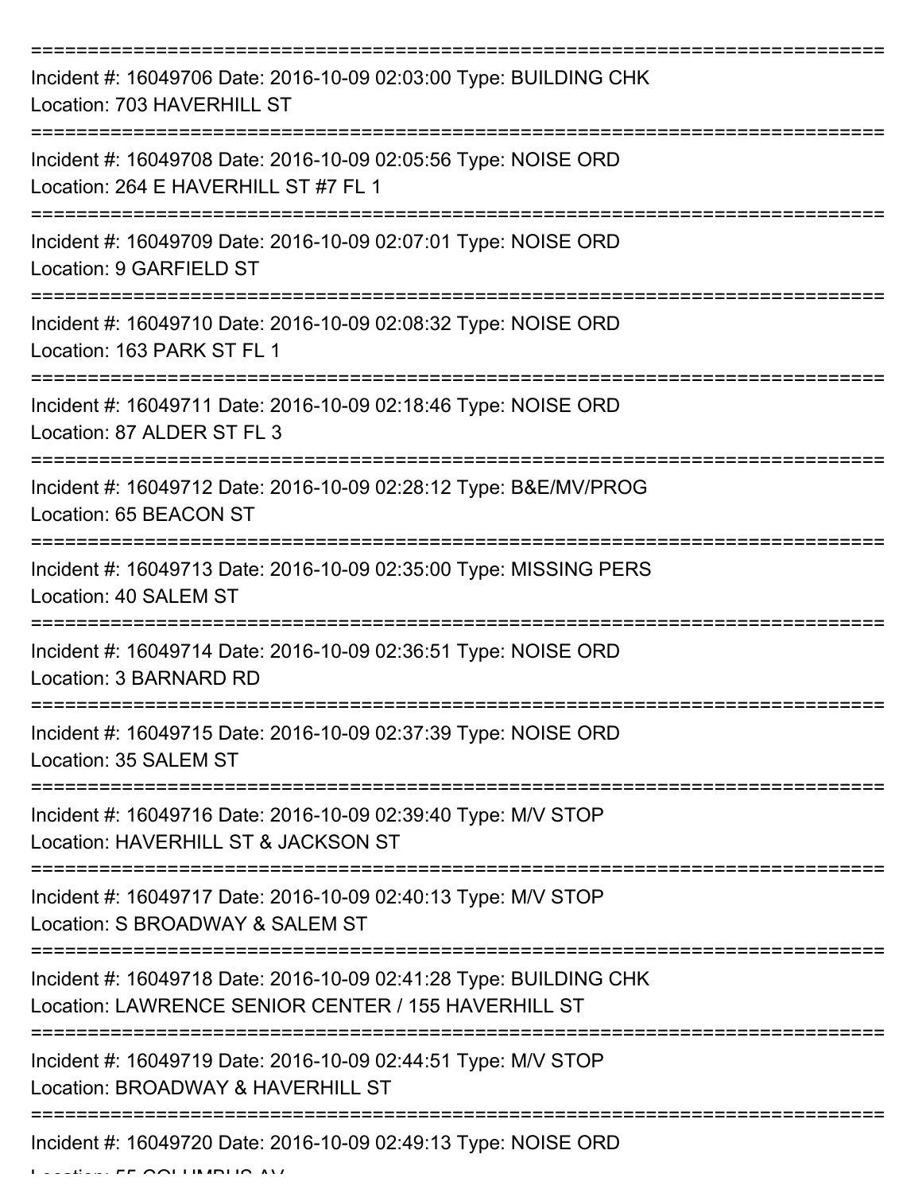===========================================================================

Incident #: 16049706 Date: 2016-10-09 02:03:00 Type: BUILDING CHK
Location: 703 HAVERHILL ST

===========================================================================

Incident #: 16049708 Date: 2016-10-09 02:05:56 Type: NOISE ORD
Location: 264 E HAVERHILL ST #7 FL 1

===========================================================================

Incident #: 16049709 Date: 2016-10-09 02:07:01 Type: NOISE ORD
Location: 9 GARFIELD ST

===========================================================================

Incident #: 16049710 Date: 2016-10-09 02:08:32 Type: NOISE ORD
Location: 163 PARK ST FL 1

===========================================================================

Incident #: 16049711 Date: 2016-10-09 02:18:46 Type: NOISE ORD
Location: 87 ALDER ST FL 3

===========================================================================

Incident #: 16049712 Date: 2016-10-09 02:28:12 Type: B&E/MV/PROG
Location: 65 BEACON ST

===========================================================================

Incident #: 16049713 Date: 2016-10-09 02:35:00 Type: MISSING PERS
Location: 40 SALEM ST

===========================================================================

Incident #: 16049714 Date: 2016-10-09 02:36:51 Type: NOISE ORD
Location: 3 BARNARD RD

===========================================================================

Incident #: 16049715 Date: 2016-10-09 02:37:39 Type: NOISE ORD
Location: 35 SALEM ST

===========================================================================

Incident #: 16049716 Date: 2016-10-09 02:39:40 Type: M/V STOP
Location: HAVERHILL ST & JACKSON ST

===========================================================================

Incident #: 16049717 Date: 2016-10-09 02:40:13 Type: M/V STOP
Location: S BROADWAY & SALEM ST

===========================================================================

Incident #: 16049718 Date: 2016-10-09 02:41:28 Type: BUILDING CHK
Location: LAWRENCE SENIOR CENTER / 155 HAVERHILL ST

===========================================================================

Incident #: 16049719 Date: 2016-10-09 02:44:51 Type: M/V STOP
Location: BROADWAY & HAVERHILL ST

===========================================================================

Incident #: 16049720 Date: 2016-10-09 02:49:13 Type: NOISE ORD
Location: 55 COLUMBUS AV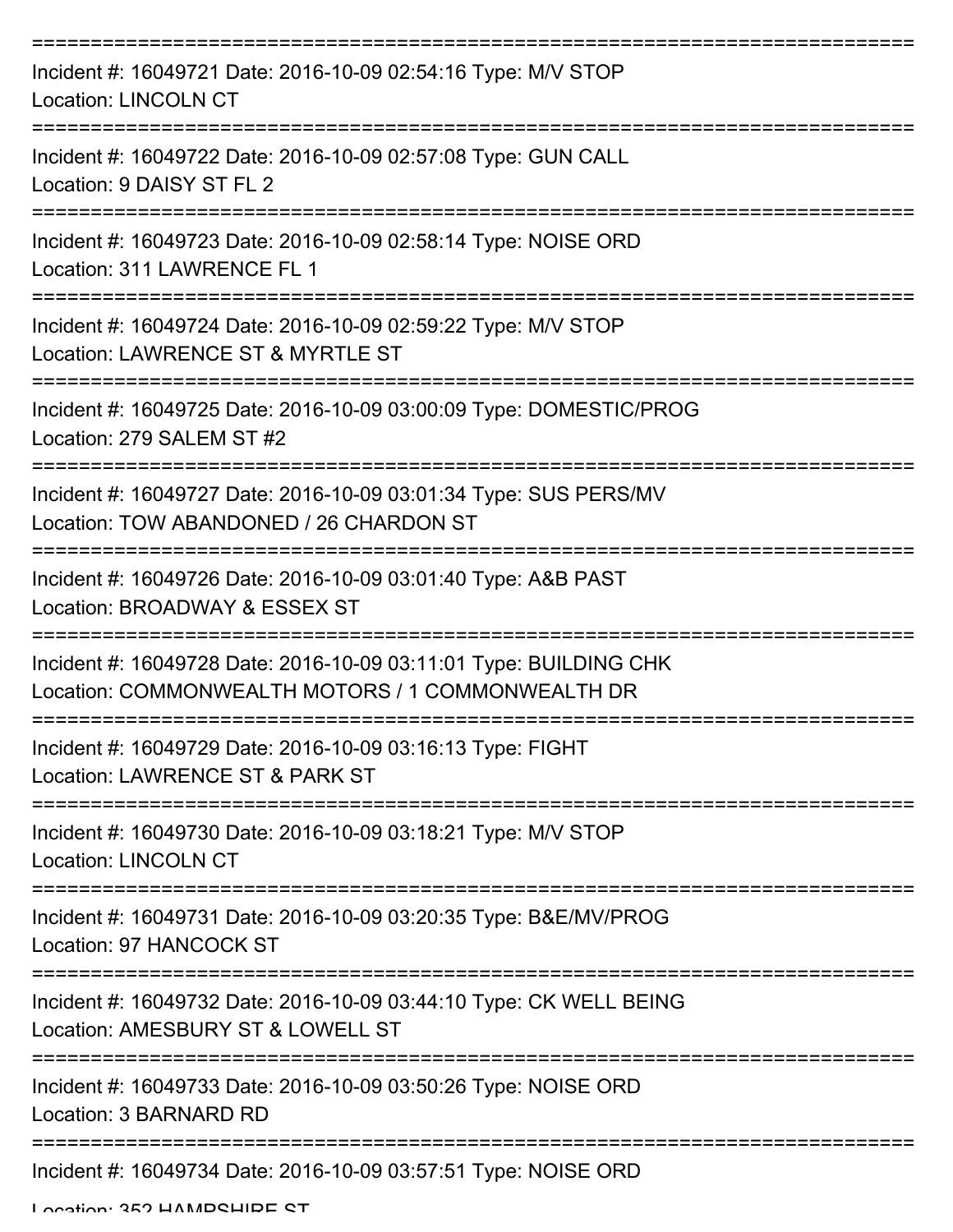===========================================================================

Incident #: 16049721 Date: 2016-10-09 02:54:16 Type: M/V STOP
Location: LINCOLN CT

===========================================================================

Incident #: 16049722 Date: 2016-10-09 02:57:08 Type: GUN CALL
Location: 9 DAISY ST FL 2

===========================================================================

Incident #: 16049723 Date: 2016-10-09 02:58:14 Type: NOISE ORD
Location: 311 LAWRENCE FL 1

===========================================================================

Incident #: 16049724 Date: 2016-10-09 02:59:22 Type: M/V STOP
Location: LAWRENCE ST & MYRTLE ST

===========================================================================

Incident #: 16049725 Date: 2016-10-09 03:00:09 Type: DOMESTIC/PROG
Location: 279 SALEM ST #2

===========================================================================

Incident #: 16049727 Date: 2016-10-09 03:01:34 Type: SUS PERS/MV
Location: TOW ABANDONED / 26 CHARDON ST

===========================================================================

Incident #: 16049726 Date: 2016-10-09 03:01:40 Type: A&B PAST
Location: BROADWAY & ESSEX ST

===========================================================================

Incident #: 16049728 Date: 2016-10-09 03:11:01 Type: BUILDING CHK
Location: COMMONWEALTH MOTORS / 1 COMMONWEALTH DR

===========================================================================

Incident #: 16049729 Date: 2016-10-09 03:16:13 Type: FIGHT
Location: LAWRENCE ST & PARK ST

===========================================================================

Incident #: 16049730 Date: 2016-10-09 03:18:21 Type: M/V STOP
Location: LINCOLN CT

===========================================================================

Incident #: 16049731 Date: 2016-10-09 03:20:35 Type: B&E/MV/PROG
Location: 97 HANCOCK ST

===========================================================================

Incident #: 16049732 Date: 2016-10-09 03:44:10 Type: CK WELL BEING
Location: AMESBURY ST & LOWELL ST

===========================================================================

Incident #: 16049733 Date: 2016-10-09 03:50:26 Type: NOISE ORD
Location: 3 BARNARD RD

===========================================================================

Incident #: 16049734 Date: 2016-10-09 03:57:51 Type: NOISE ORD
Location: 352 HAMPSHIRE ST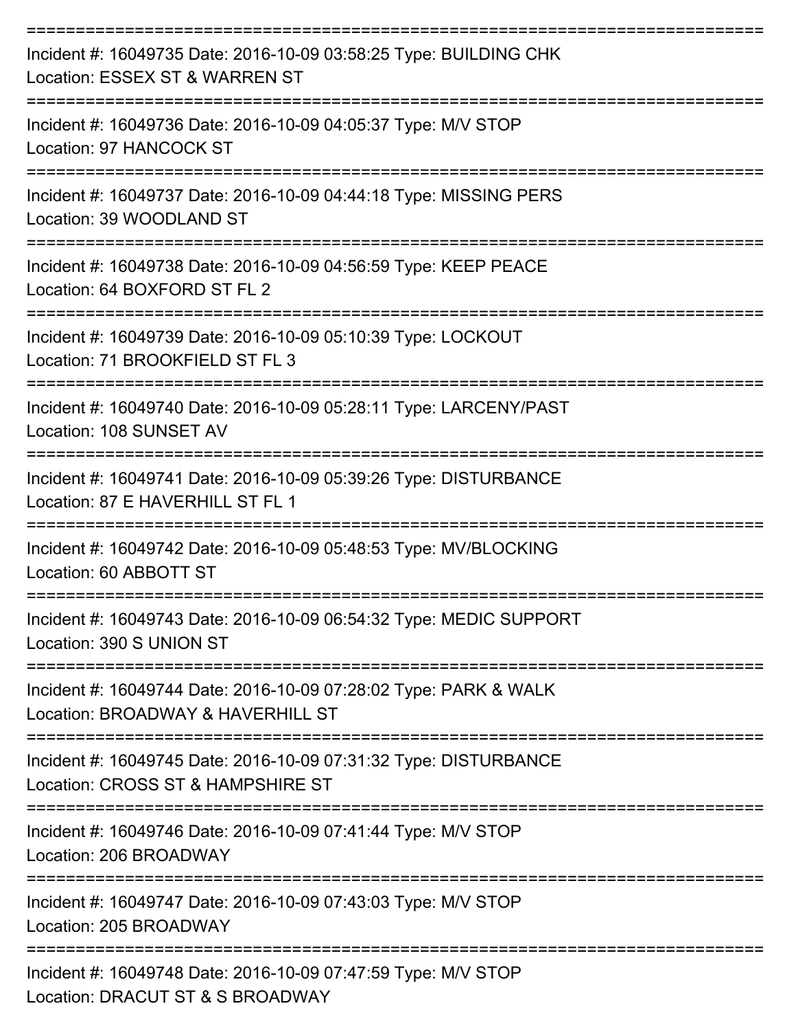===========================================================================

Incident #: 16049735 Date: 2016-10-09 03:58:25 Type: BUILDING CHK
Location: ESSEX ST & WARREN ST

===========================================================================

Incident #: 16049736 Date: 2016-10-09 04:05:37 Type: M/V STOP
Location: 97 HANCOCK ST

===========================================================================

Incident #: 16049737 Date: 2016-10-09 04:44:18 Type: MISSING PERS
Location: 39 WOODLAND ST

===========================================================================

Incident #: 16049738 Date: 2016-10-09 04:56:59 Type: KEEP PEACE
Location: 64 BOXFORD ST FL 2

===========================================================================

Incident #: 16049739 Date: 2016-10-09 05:10:39 Type: LOCKOUT
Location: 71 BROOKFIELD ST FL 3

===========================================================================

Incident #: 16049740 Date: 2016-10-09 05:28:11 Type: LARCENY/PAST
Location: 108 SUNSET AV

===========================================================================

Incident #: 16049741 Date: 2016-10-09 05:39:26 Type: DISTURBANCE
Location: 87 E HAVERHILL ST FL 1

===========================================================================

Incident #: 16049742 Date: 2016-10-09 05:48:53 Type: MV/BLOCKING
Location: 60 ABBOTT ST

===========================================================================

Incident #: 16049743 Date: 2016-10-09 06:54:32 Type: MEDIC SUPPORT
Location: 390 S UNION ST

===========================================================================

Incident #: 16049744 Date: 2016-10-09 07:28:02 Type: PARK & WALK
Location: BROADWAY & HAVERHILL ST

===========================================================================

Incident #: 16049745 Date: 2016-10-09 07:31:32 Type: DISTURBANCE
Location: CROSS ST & HAMPSHIRE ST

===========================================================================

Incident #: 16049746 Date: 2016-10-09 07:41:44 Type: M/V STOP
Location: 206 BROADWAY

===========================================================================

Incident #: 16049747 Date: 2016-10-09 07:43:03 Type: M/V STOP
Location: 205 BROADWAY

===========================================================================

Incident #: 16049748 Date: 2016-10-09 07:47:59 Type: M/V STOP
Location: DRACUT ST & S BROADWAY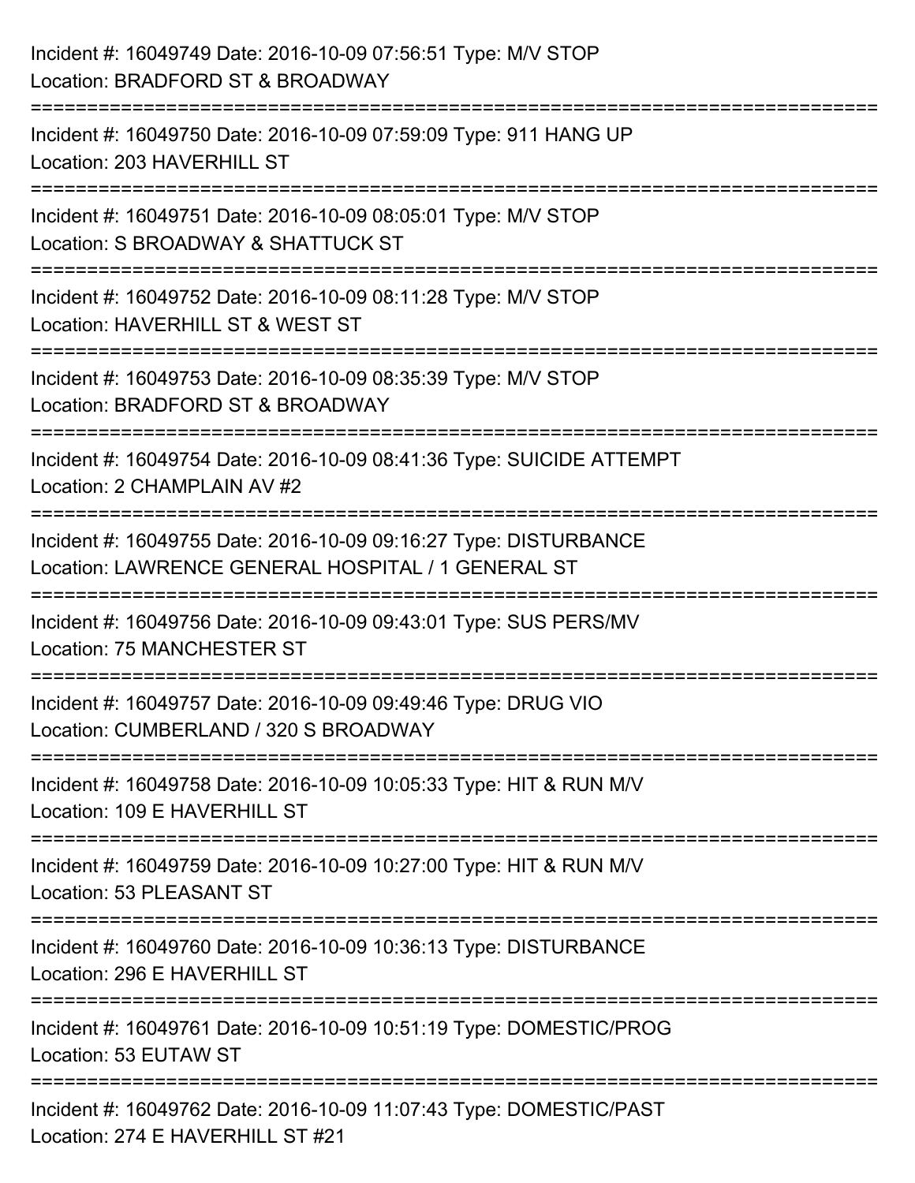Incident #: 16049749 Date: 2016-10-09 07:56:51 Type: M/V STOP
Location: BRADFORD ST & BROADWAY

===========================================================================

Incident #: 16049750 Date: 2016-10-09 07:59:09 Type: 911 HANG UP
Location: 203 HAVERHILL ST

===========================================================================

Incident #: 16049751 Date: 2016-10-09 08:05:01 Type: M/V STOP
Location: S BROADWAY & SHATTUCK ST

===========================================================================

Incident #: 16049752 Date: 2016-10-09 08:11:28 Type: M/V STOP
Location: HAVERHILL ST & WEST ST

===========================================================================

Incident #: 16049753 Date: 2016-10-09 08:35:39 Type: M/V STOP
Location: BRADFORD ST & BROADWAY

===========================================================================

Incident #: 16049754 Date: 2016-10-09 08:41:36 Type: SUICIDE ATTEMPT
Location: 2 CHAMPLAIN AV #2

===========================================================================

Incident #: 16049755 Date: 2016-10-09 09:16:27 Type: DISTURBANCE
Location: LAWRENCE GENERAL HOSPITAL / 1 GENERAL ST

===========================================================================

Incident #: 16049756 Date: 2016-10-09 09:43:01 Type: SUS PERS/MV
Location: 75 MANCHESTER ST

===========================================================================

Incident #: 16049757 Date: 2016-10-09 09:49:46 Type: DRUG VIO
Location: CUMBERLAND / 320 S BROADWAY

===========================================================================

Incident #: 16049758 Date: 2016-10-09 10:05:33 Type: HIT & RUN M/V
Location: 109 E HAVERHILL ST

===========================================================================

Incident #: 16049759 Date: 2016-10-09 10:27:00 Type: HIT & RUN M/V
Location: 53 PLEASANT ST

===========================================================================

Incident #: 16049760 Date: 2016-10-09 10:36:13 Type: DISTURBANCE
Location: 296 E HAVERHILL ST

===========================================================================

Incident #: 16049761 Date: 2016-10-09 10:51:19 Type: DOMESTIC/PROG
Location: 53 EUTAW ST

===========================================================================

Incident #: 16049762 Date: 2016-10-09 11:07:43 Type: DOMESTIC/PAST
Location: 274 E HAVERHILL ST #21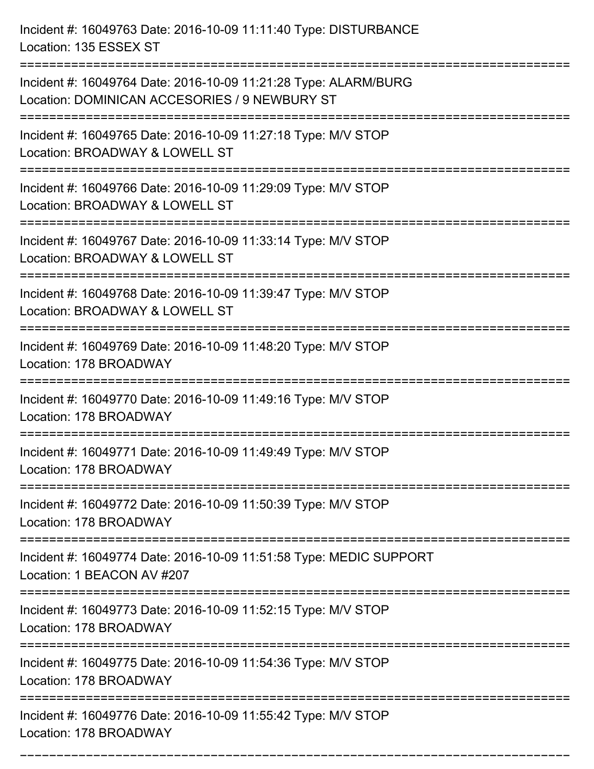Incident #: 16049763 Date: 2016-10-09 11:11:40 Type: DISTURBANCE
Location: 135 ESSEX ST

===========================================================================

Incident #: 16049764 Date: 2016-10-09 11:21:28 Type: ALARM/BURG
Location: DOMINICAN ACCESORIES / 9 NEWBURY ST

===========================================================================

Incident #: 16049765 Date: 2016-10-09 11:27:18 Type: M/V STOP
Location: BROADWAY & LOWELL ST

===========================================================================

Incident #: 16049766 Date: 2016-10-09 11:29:09 Type: M/V STOP
Location: BROADWAY & LOWELL ST

===========================================================================

Incident #: 16049767 Date: 2016-10-09 11:33:14 Type: M/V STOP
Location: BROADWAY & LOWELL ST

===========================================================================

Incident #: 16049768 Date: 2016-10-09 11:39:47 Type: M/V STOP
Location: BROADWAY & LOWELL ST

===========================================================================

Incident #: 16049769 Date: 2016-10-09 11:48:20 Type: M/V STOP
Location: 178 BROADWAY

===========================================================================

Incident #: 16049770 Date: 2016-10-09 11:49:16 Type: M/V STOP
Location: 178 BROADWAY

===========================================================================

Incident #: 16049771 Date: 2016-10-09 11:49:49 Type: M/V STOP
Location: 178 BROADWAY

===========================================================================

Incident #: 16049772 Date: 2016-10-09 11:50:39 Type: M/V STOP
Location: 178 BROADWAY

===========================================================================

Incident #: 16049774 Date: 2016-10-09 11:51:58 Type: MEDIC SUPPORT
Location: 1 BEACON AV #207

===========================================================================

Incident #: 16049773 Date: 2016-10-09 11:52:15 Type: M/V STOP
Location: 178 BROADWAY

===========================================================================

Incident #: 16049775 Date: 2016-10-09 11:54:36 Type: M/V STOP
Location: 178 BROADWAY

===========================================================================

Incident #: 16049776 Date: 2016-10-09 11:55:42 Type: M/V STOP
Location: 178 BROADWAY

===========================================================================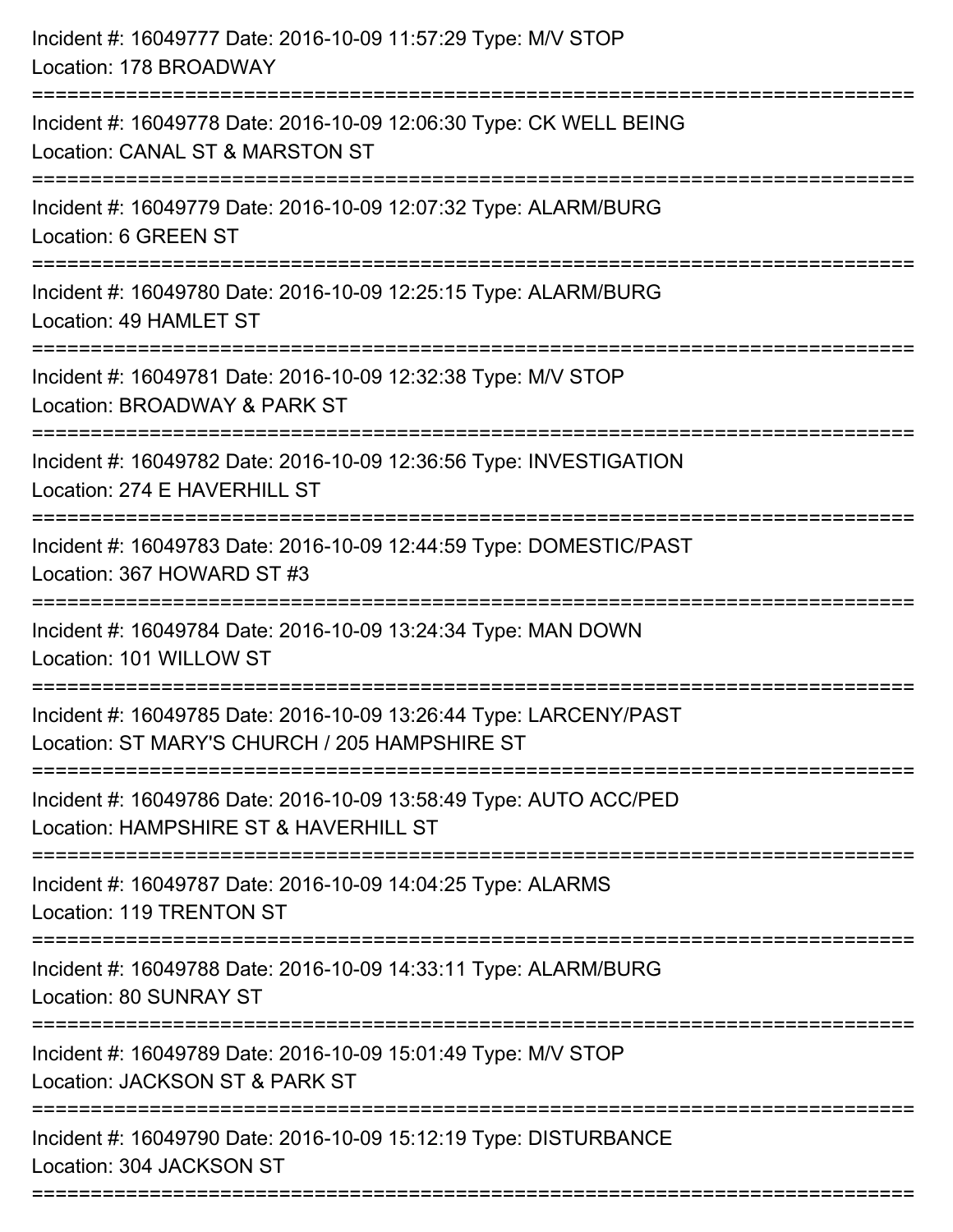Incident #: 16049777 Date: 2016-10-09 11:57:29 Type: M/V STOP
Location: 178 BROADWAY

===========================================================================

Incident #: 16049778 Date: 2016-10-09 12:06:30 Type: CK WELL BEING
Location: CANAL ST & MARSTON ST

===========================================================================

Incident #: 16049779 Date: 2016-10-09 12:07:32 Type: ALARM/BURG
Location: 6 GREEN ST

===========================================================================

Incident #: 16049780 Date: 2016-10-09 12:25:15 Type: ALARM/BURG
Location: 49 HAMLET ST

===========================================================================

Incident #: 16049781 Date: 2016-10-09 12:32:38 Type: M/V STOP
Location: BROADWAY & PARK ST

===========================================================================

Incident #: 16049782 Date: 2016-10-09 12:36:56 Type: INVESTIGATION
Location: 274 E HAVERHILL ST

===========================================================================

Incident #: 16049783 Date: 2016-10-09 12:44:59 Type: DOMESTIC/PAST
Location: 367 HOWARD ST #3

===========================================================================

Incident #: 16049784 Date: 2016-10-09 13:24:34 Type: MAN DOWN
Location: 101 WILLOW ST

===========================================================================

Incident #: 16049785 Date: 2016-10-09 13:26:44 Type: LARCENY/PAST
Location: ST MARY'S CHURCH / 205 HAMPSHIRE ST

===========================================================================

Incident #: 16049786 Date: 2016-10-09 13:58:49 Type: AUTO ACC/PED
Location: HAMPSHIRE ST & HAVERHILL ST

===========================================================================

Incident #: 16049787 Date: 2016-10-09 14:04:25 Type: ALARMS
Location: 119 TRENTON ST

===========================================================================

Incident #: 16049788 Date: 2016-10-09 14:33:11 Type: ALARM/BURG
Location: 80 SUNRAY ST

===========================================================================

Incident #: 16049789 Date: 2016-10-09 15:01:49 Type: M/V STOP
Location: JACKSON ST & PARK ST

===========================================================================

Incident #: 16049790 Date: 2016-10-09 15:12:19 Type: DISTURBANCE
Location: 304 JACKSON ST

===========================================================================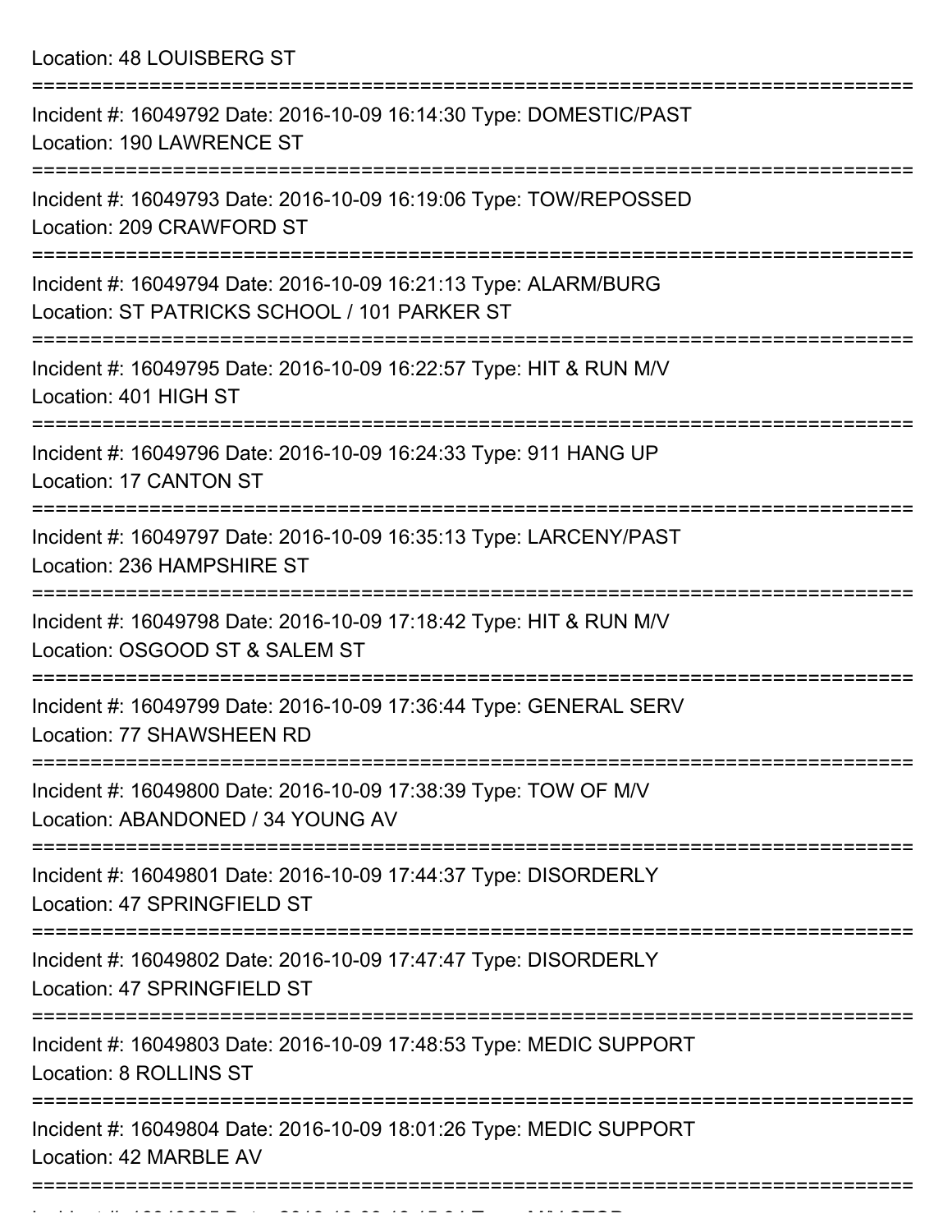Location: 48 LOUISBERG ST

===========================================================================

Incident #: 16049792 Date: 2016-10-09 16:14:30 Type: DOMESTIC/PAST
Location: 190 LAWRENCE ST

===========================================================================

Incident #: 16049793 Date: 2016-10-09 16:19:06 Type: TOW/REPOSSED
Location: 209 CRAWFORD ST

===========================================================================

Incident #: 16049794 Date: 2016-10-09 16:21:13 Type: ALARM/BURG
Location: ST PATRICKS SCHOOL / 101 PARKER ST

===========================================================================

Incident #: 16049795 Date: 2016-10-09 16:22:57 Type: HIT & RUN M/V
Location: 401 HIGH ST

===========================================================================

Incident #: 16049796 Date: 2016-10-09 16:24:33 Type: 911 HANG UP
Location: 17 CANTON ST

===========================================================================

Incident #: 16049797 Date: 2016-10-09 16:35:13 Type: LARCENY/PAST
Location: 236 HAMPSHIRE ST

===========================================================================

Incident #: 16049798 Date: 2016-10-09 17:18:42 Type: HIT & RUN M/V
Location: OSGOOD ST & SALEM ST

===========================================================================

Incident #: 16049799 Date: 2016-10-09 17:36:44 Type: GENERAL SERV
Location: 77 SHAWSHEEN RD

===========================================================================

Incident #: 16049800 Date: 2016-10-09 17:38:39 Type: TOW OF M/V
Location: ABANDONED / 34 YOUNG AV

===========================================================================

Incident #: 16049801 Date: 2016-10-09 17:44:37 Type: DISORDERLY
Location: 47 SPRINGFIELD ST

===========================================================================

Incident #: 16049802 Date: 2016-10-09 17:47:47 Type: DISORDERLY
Location: 47 SPRINGFIELD ST

===========================================================================

Incident #: 16049803 Date: 2016-10-09 17:48:53 Type: MEDIC SUPPORT
Location: 8 ROLLINS ST

===========================================================================

Incident #: 16049804 Date: 2016-10-09 18:01:26 Type: MEDIC SUPPORT
Location: 42 MARBLE AV

===========================================================================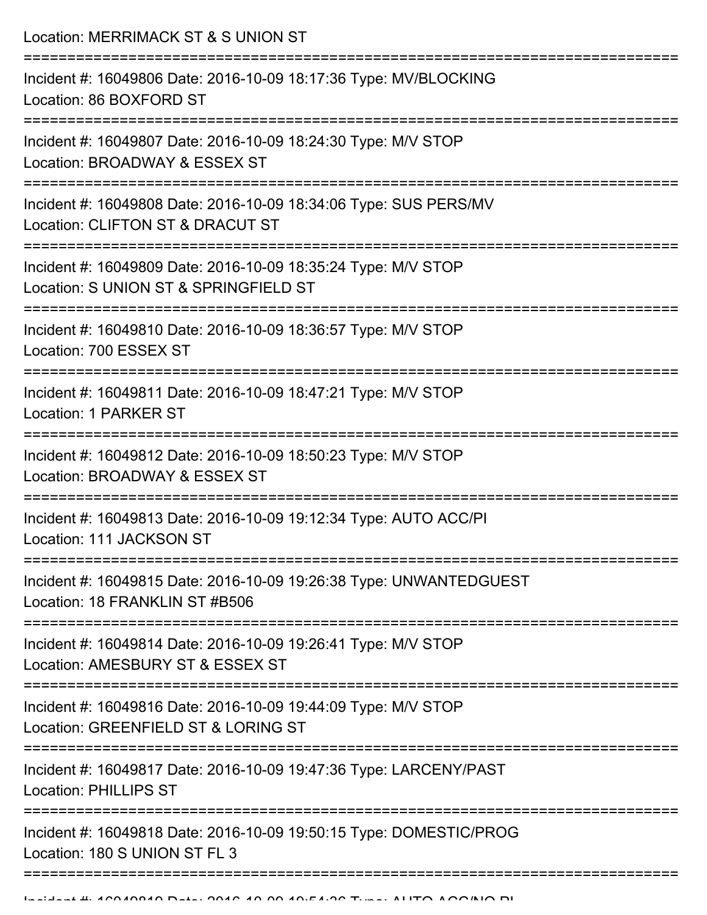Location: MERRIMACK ST & S UNION ST

===========================================================================

Incident #: 16049806 Date: 2016-10-09 18:17:36 Type: MV/BLOCKING
Location: 86 BOXFORD ST

===========================================================================

Incident #: 16049807 Date: 2016-10-09 18:24:30 Type: M/V STOP
Location: BROADWAY & ESSEX ST

===========================================================================

Incident #: 16049808 Date: 2016-10-09 18:34:06 Type: SUS PERS/MV
Location: CLIFTON ST & DRACUT ST

===========================================================================

Incident #: 16049809 Date: 2016-10-09 18:35:24 Type: M/V STOP
Location: S UNION ST & SPRINGFIELD ST

===========================================================================

Incident #: 16049810 Date: 2016-10-09 18:36:57 Type: M/V STOP
Location: 700 ESSEX ST

===========================================================================

Incident #: 16049811 Date: 2016-10-09 18:47:21 Type: M/V STOP
Location: 1 PARKER ST

===========================================================================

Incident #: 16049812 Date: 2016-10-09 18:50:23 Type: M/V STOP
Location: BROADWAY & ESSEX ST

===========================================================================

Incident #: 16049813 Date: 2016-10-09 19:12:34 Type: AUTO ACC/PI
Location: 111 JACKSON ST

===========================================================================

Incident #: 16049815 Date: 2016-10-09 19:26:38 Type: UNWANTEDGUEST
Location: 18 FRANKLIN ST #B506

===========================================================================

Incident #: 16049814 Date: 2016-10-09 19:26:41 Type: M/V STOP
Location: AMESBURY ST & ESSEX ST

===========================================================================

Incident #: 16049816 Date: 2016-10-09 19:44:09 Type: M/V STOP
Location: GREENFIELD ST & LORING ST

===========================================================================

Incident #: 16049817 Date: 2016-10-09 19:47:36 Type: LARCENY/PAST
Location: PHILLIPS ST

===========================================================================

Incident #: 16049818 Date: 2016-10-09 19:50:15 Type: DOMESTIC/PROG
Location: 180 S UNION ST FL 3

===========================================================================

Incident #: 16049819 Date: 2016-10-09 19:54:36 Type: AUTO ACC/NO PI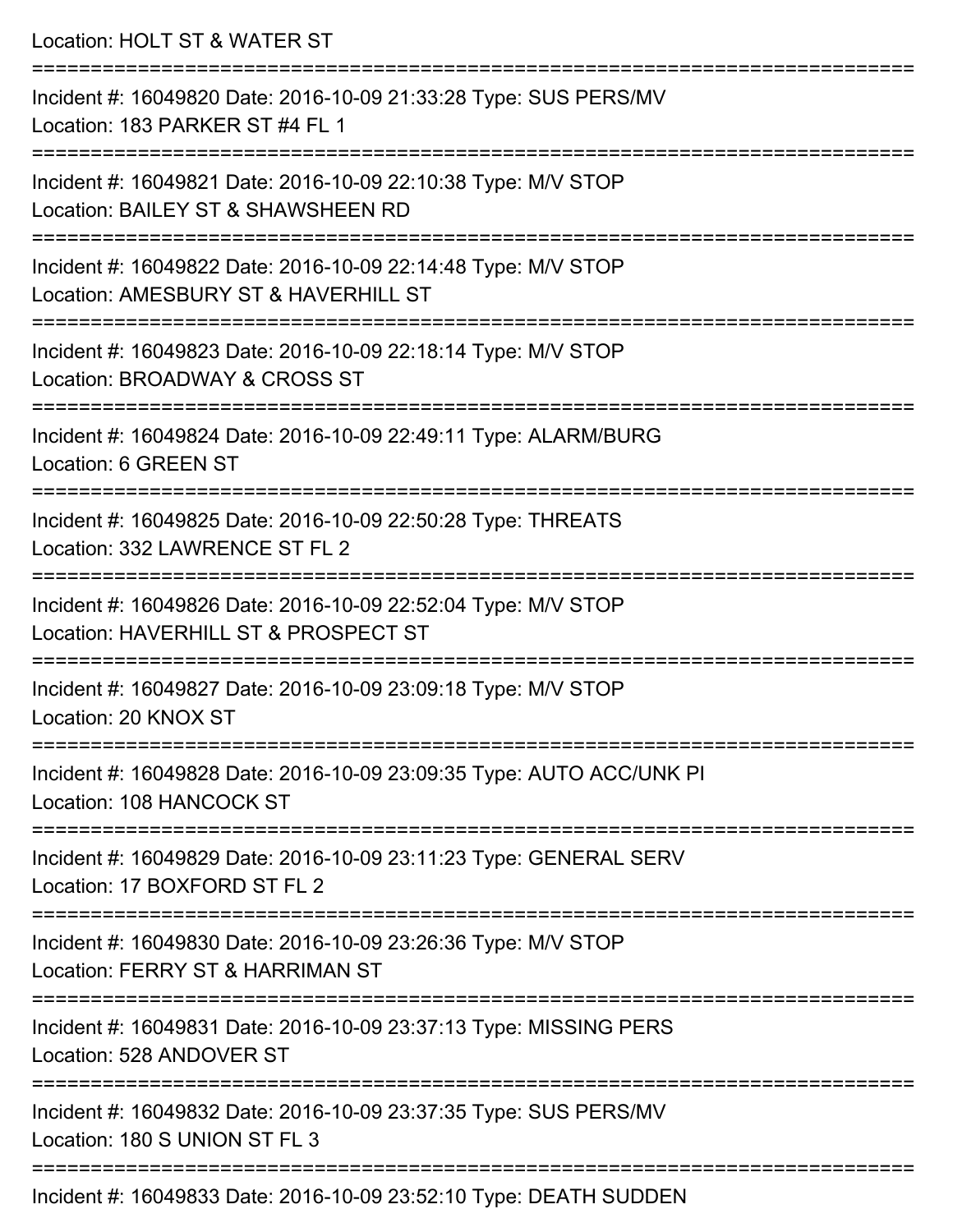Location: HOLT ST & WATER ST

===========================================================================

Incident #: 16049820 Date: 2016-10-09 21:33:28 Type: SUS PERS/MV
Location: 183 PARKER ST #4 FL 1

===========================================================================

Incident #: 16049821 Date: 2016-10-09 22:10:38 Type: M/V STOP
Location: BAILEY ST & SHAWSHEEN RD

===========================================================================

Incident #: 16049822 Date: 2016-10-09 22:14:48 Type: M/V STOP
Location: AMESBURY ST & HAVERHILL ST

===========================================================================

Incident #: 16049823 Date: 2016-10-09 22:18:14 Type: M/V STOP
Location: BROADWAY & CROSS ST

===========================================================================

Incident #: 16049824 Date: 2016-10-09 22:49:11 Type: ALARM/BURG
Location: 6 GREEN ST

===========================================================================

Incident #: 16049825 Date: 2016-10-09 22:50:28 Type: THREATS
Location: 332 LAWRENCE ST FL 2

===========================================================================

Incident #: 16049826 Date: 2016-10-09 22:52:04 Type: M/V STOP
Location: HAVERHILL ST & PROSPECT ST

===========================================================================

Incident #: 16049827 Date: 2016-10-09 23:09:18 Type: M/V STOP
Location: 20 KNOX ST

===========================================================================

Incident #: 16049828 Date: 2016-10-09 23:09:35 Type: AUTO ACC/UNK PI
Location: 108 HANCOCK ST

===========================================================================

Incident #: 16049829 Date: 2016-10-09 23:11:23 Type: GENERAL SERV
Location: 17 BOXFORD ST FL 2

===========================================================================

Incident #: 16049830 Date: 2016-10-09 23:26:36 Type: M/V STOP
Location: FERRY ST & HARRIMAN ST

===========================================================================

Incident #: 16049831 Date: 2016-10-09 23:37:13 Type: MISSING PERS
Location: 528 ANDOVER ST

===========================================================================

Incident #: 16049832 Date: 2016-10-09 23:37:35 Type: SUS PERS/MV
Location: 180 S UNION ST FL 3

===========================================================================

Incident #: 16049833 Date: 2016-10-09 23:52:10 Type: DEATH SUDDEN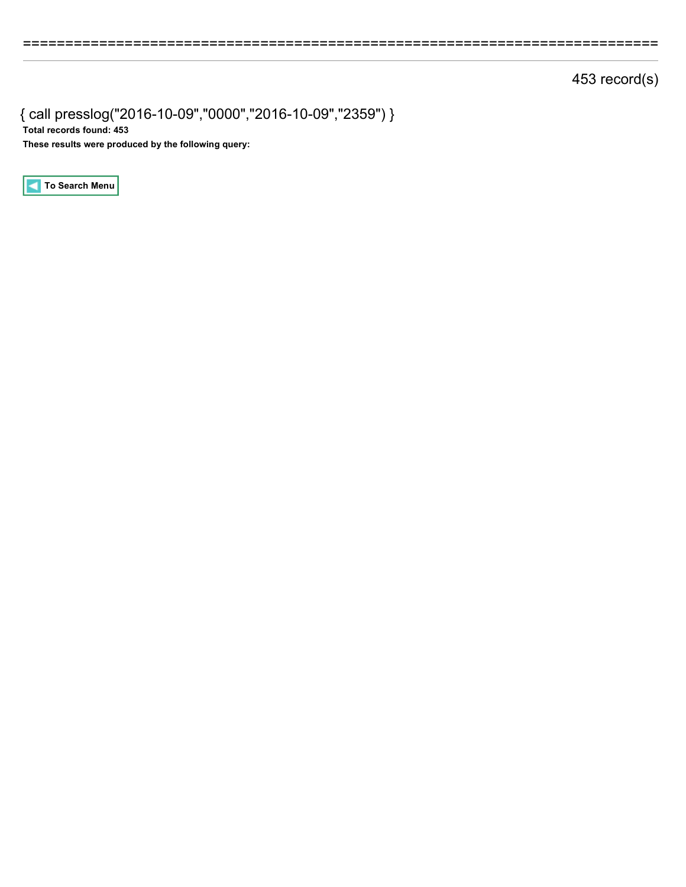================================================================================

453 record(s)

{ call presslog("2016-10-09","0000","2016-10-09","2359") }

**Total records found: 453**

**These results were produced by the following query:**

**To Search Menu**